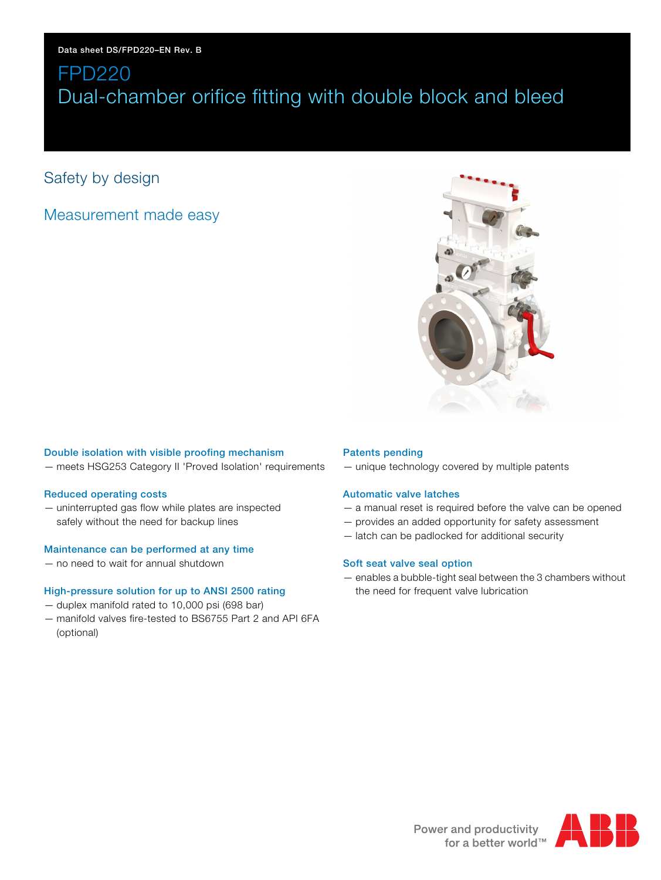Data sheet DS/FPD220–EN Rev. B

# FPD220
# Dual-chamber orifice fitting with double block and bleed

## Safety by design

## Measurement made easy

### Double isolation with visible proofing mechanism
— meets HSG253 Category II 'Proved Isolation' requirements

### Reduced operating costs
— uninterrupted gas flow while plates are inspected safely without the need for backup lines

### Maintenance can be performed at any time
— no need to wait for annual shutdown

### High-pressure solution for up to ANSI 2500 rating
— duplex manifold rated to 10,000 psi (698 bar)
— manifold valves fire-tested to BS6755 Part 2 and API 6FA (optional)

### Patents pending
— unique technology covered by multiple patents

### Automatic valve latches
— a manual reset is required before the valve can be opened
— provides an added opportunity for safety assessment
— latch can be padlocked for additional security

### Soft seat valve seal option
— enables a bubble-tight seal between the 3 chambers without the need for frequent valve lubrication

Power and productivity for a better world™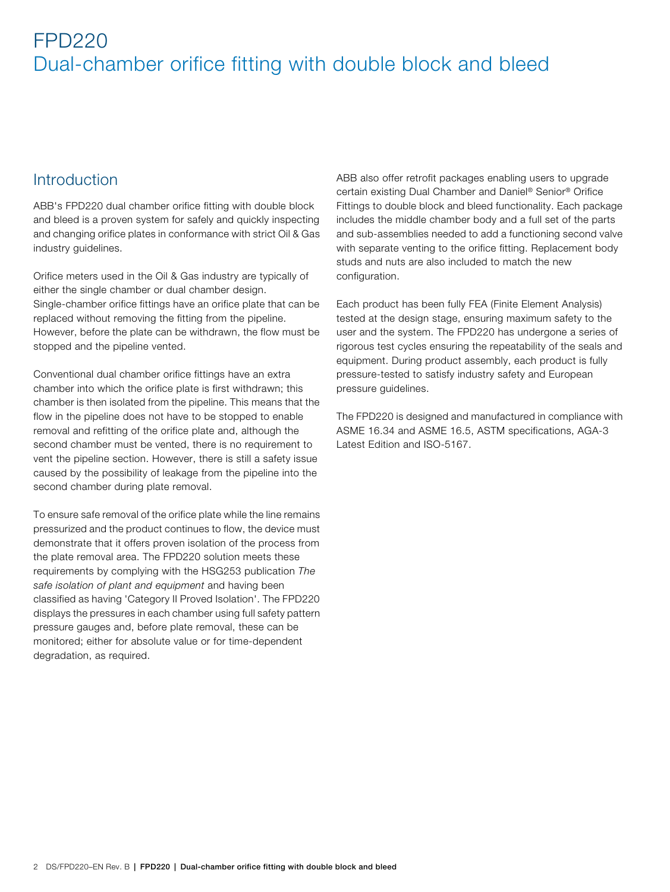# FPD220
## Dual-chamber orifice fitting with double block and bleed

## Introduction

ABB's FPD220 dual chamber orifice fitting with double block and bleed is a proven system for safely and quickly inspecting and changing orifice plates in conformance with strict Oil & Gas industry guidelines.

Orifice meters used in the Oil & Gas industry are typically of either the single chamber or dual chamber design. Single-chamber orifice fittings have an orifice plate that can be replaced without removing the fitting from the pipeline. However, before the plate can be withdrawn, the flow must be stopped and the pipeline vented.

Conventional dual chamber orifice fittings have an extra chamber into which the orifice plate is first withdrawn; this chamber is then isolated from the pipeline. This means that the flow in the pipeline does not have to be stopped to enable removal and refitting of the orifice plate and, although the second chamber must be vented, there is no requirement to vent the pipeline section. However, there is still a safety issue caused by the possibility of leakage from the pipeline into the second chamber during plate removal.

To ensure safe removal of the orifice plate while the line remains pressurized and the product continues to flow, the device must demonstrate that it offers proven isolation of the process from the plate removal area. The FPD220 solution meets these requirements by complying with the HSG253 publication *The safe isolation of plant and equipment* and having been classified as having 'Category II Proved Isolation'. The FPD220 displays the pressures in each chamber using full safety pattern pressure gauges and, before plate removal, these can be monitored; either for absolute value or for time-dependent degradation, as required.

ABB also offer retrofit packages enabling users to upgrade certain existing Dual Chamber and Daniel® Senior® Orifice Fittings to double block and bleed functionality. Each package includes the middle chamber body and a full set of the parts and sub-assemblies needed to add a functioning second valve with separate venting to the orifice fitting. Replacement body studs and nuts are also included to match the new configuration.

Each product has been fully FEA (Finite Element Analysis) tested at the design stage, ensuring maximum safety to the user and the system. The FPD220 has undergone a series of rigorous test cycles ensuring the repeatability of the seals and equipment. During product assembly, each product is fully pressure-tested to satisfy industry safety and European pressure guidelines.

The FPD220 is designed and manufactured in compliance with ASME 16.34 and ASME 16.5, ASTM specifications, AGA-3 Latest Edition and ISO-5167.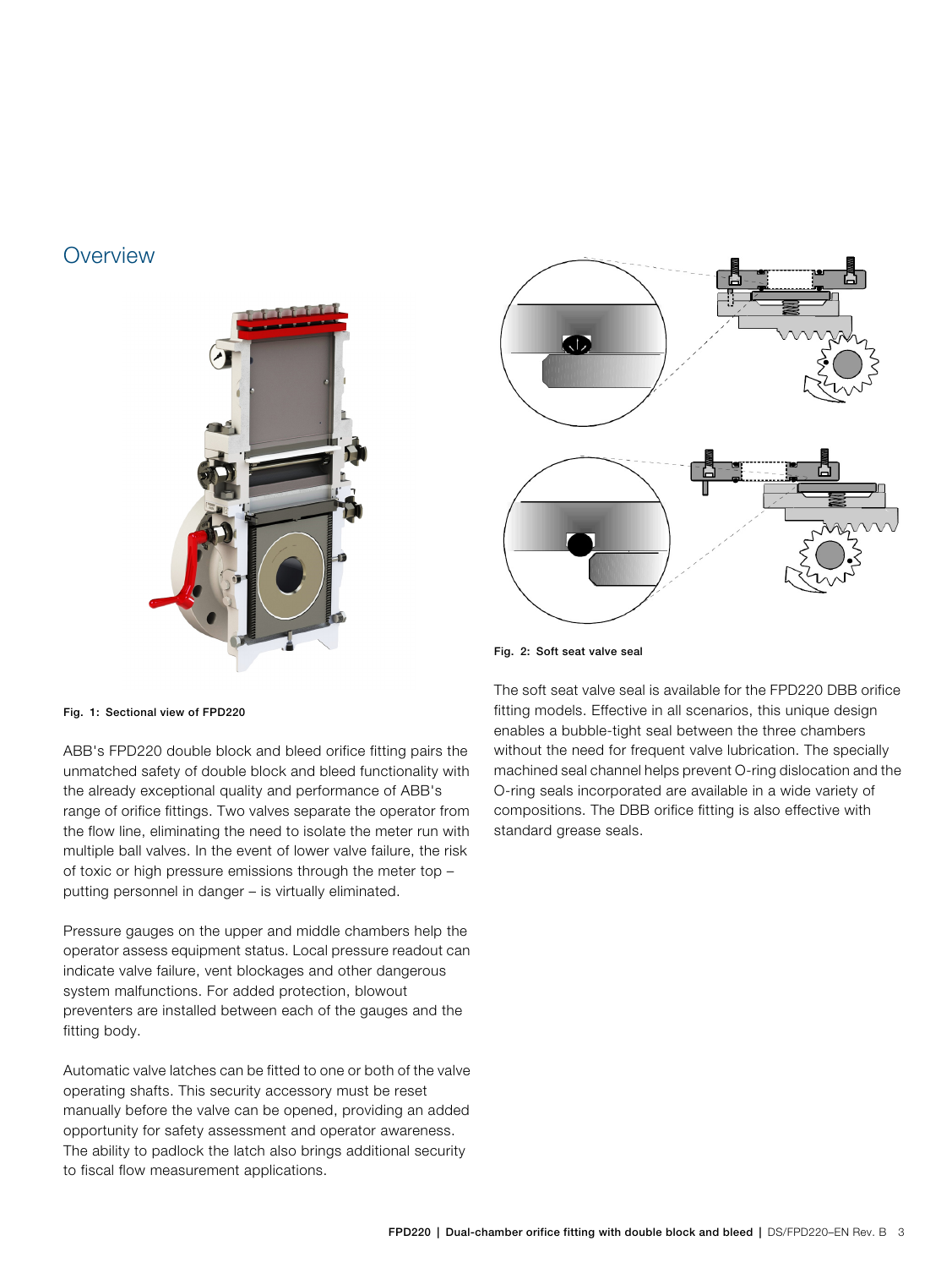## Overview

Fig. 1: Sectional view of FPD220

ABB's FPD220 double block and bleed orifice fitting pairs the unmatched safety of double block and bleed functionality with the already exceptional quality and performance of ABB's range of orifice fittings. Two valves separate the operator from the flow line, eliminating the need to isolate the meter run with multiple ball valves. In the event of lower valve failure, the risk of toxic or high pressure emissions through the meter top – putting personnel in danger – is virtually eliminated.

Pressure gauges on the upper and middle chambers help the operator assess equipment status. Local pressure readout can indicate valve failure, vent blockages and other dangerous system malfunctions. For added protection, blowout preventers are installed between each of the gauges and the fitting body.

Automatic valve latches can be fitted to one or both of the valve operating shafts. This security accessory must be reset manually before the valve can be opened, providing an added opportunity for safety assessment and operator awareness. The ability to padlock the latch also brings additional security to fiscal flow measurement applications.

Fig. 2: Soft seat valve seal

The soft seat valve seal is available for the FPD220 DBB orifice fitting models. Effective in all scenarios, this unique design enables a bubble-tight seal between the three chambers without the need for frequent valve lubrication. The specially machined seal channel helps prevent O-ring dislocation and the O-ring seals incorporated are available in a wide variety of compositions. The DBB orifice fitting is also effective with standard grease seals.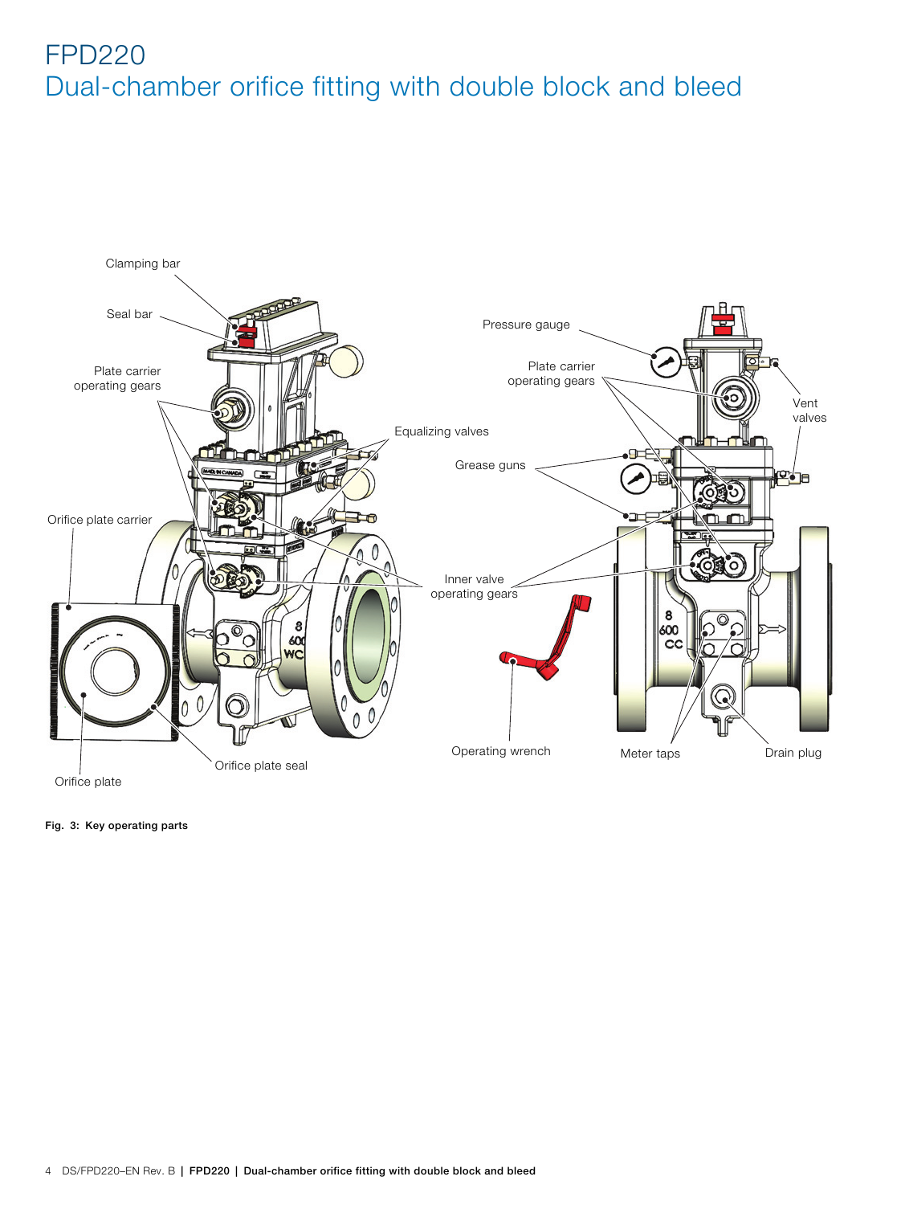# FPD220
## Dual-chamber orifice fitting with double block and bleed

Fig. 3: Key operating parts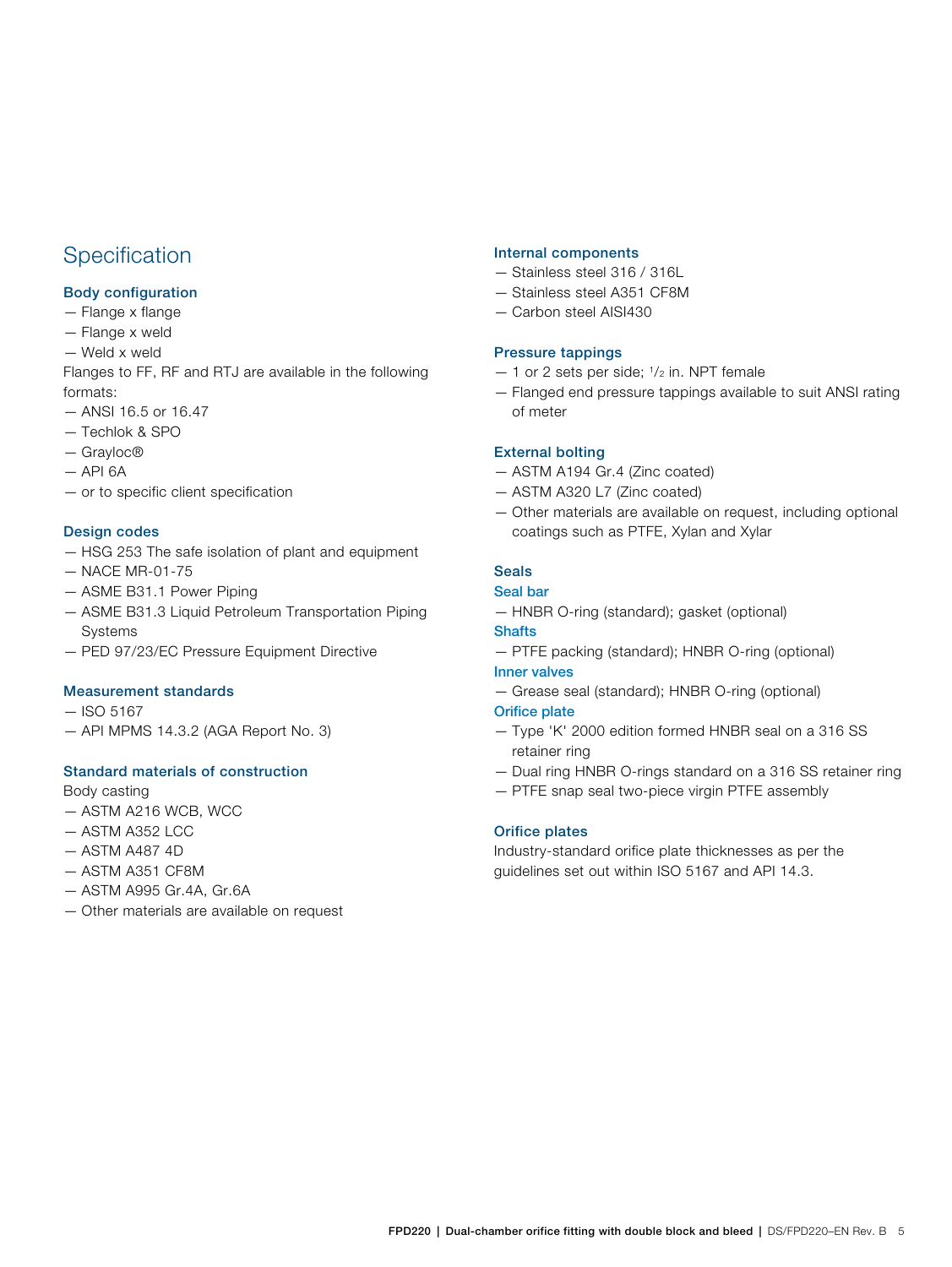# Specification

### Body configuration

- Flange x flange
- Flange x weld
- Weld x weld

Flanges to FF, RF and RTJ are available in the following formats:

- ANSI 16.5 or 16.47
- Techlok & SPO
- Grayloc®
- API 6A
- or to specific client specification

### Design codes

- HSG 253 The safe isolation of plant and equipment
- NACE MR-01-75
- ASME B31.1 Power Piping
- ASME B31.3 Liquid Petroleum Transportation Piping Systems
- PED 97/23/EC Pressure Equipment Directive

### Measurement standards

- ISO 5167
- API MPMS 14.3.2 (AGA Report No. 3)

### Standard materials of construction

Body casting

- ASTM A216 WCB, WCC
- ASTM A352 LCC
- ASTM A487 4D
- ASTM A351 CF8M
- ASTM A995 Gr.4A, Gr.6A
- Other materials are available on request

### Internal components

- Stainless steel 316 / 316L
- Stainless steel A351 CF8M
- Carbon steel AISI430

### Pressure tappings

- 1 or 2 sets per side; 1/2 in. NPT female
- Flanged end pressure tappings available to suit ANSI rating of meter

### External bolting

- ASTM A194 Gr.4 (Zinc coated)
- ASTM A320 L7 (Zinc coated)
- Other materials are available on request, including optional coatings such as PTFE, Xylan and Xylar

### Seals

#### Seal bar

- HNBR O-ring (standard); gasket (optional)

#### Shafts

- PTFE packing (standard); HNBR O-ring (optional)

#### Inner valves

- Grease seal (standard); HNBR O-ring (optional)

#### Orifice plate

- Type 'K' 2000 edition formed HNBR seal on a 316 SS retainer ring
- Dual ring HNBR O-rings standard on a 316 SS retainer ring
- PTFE snap seal two-piece virgin PTFE assembly

### Orifice plates

Industry-standard orifice plate thicknesses as per the guidelines set out within ISO 5167 and API 14.3.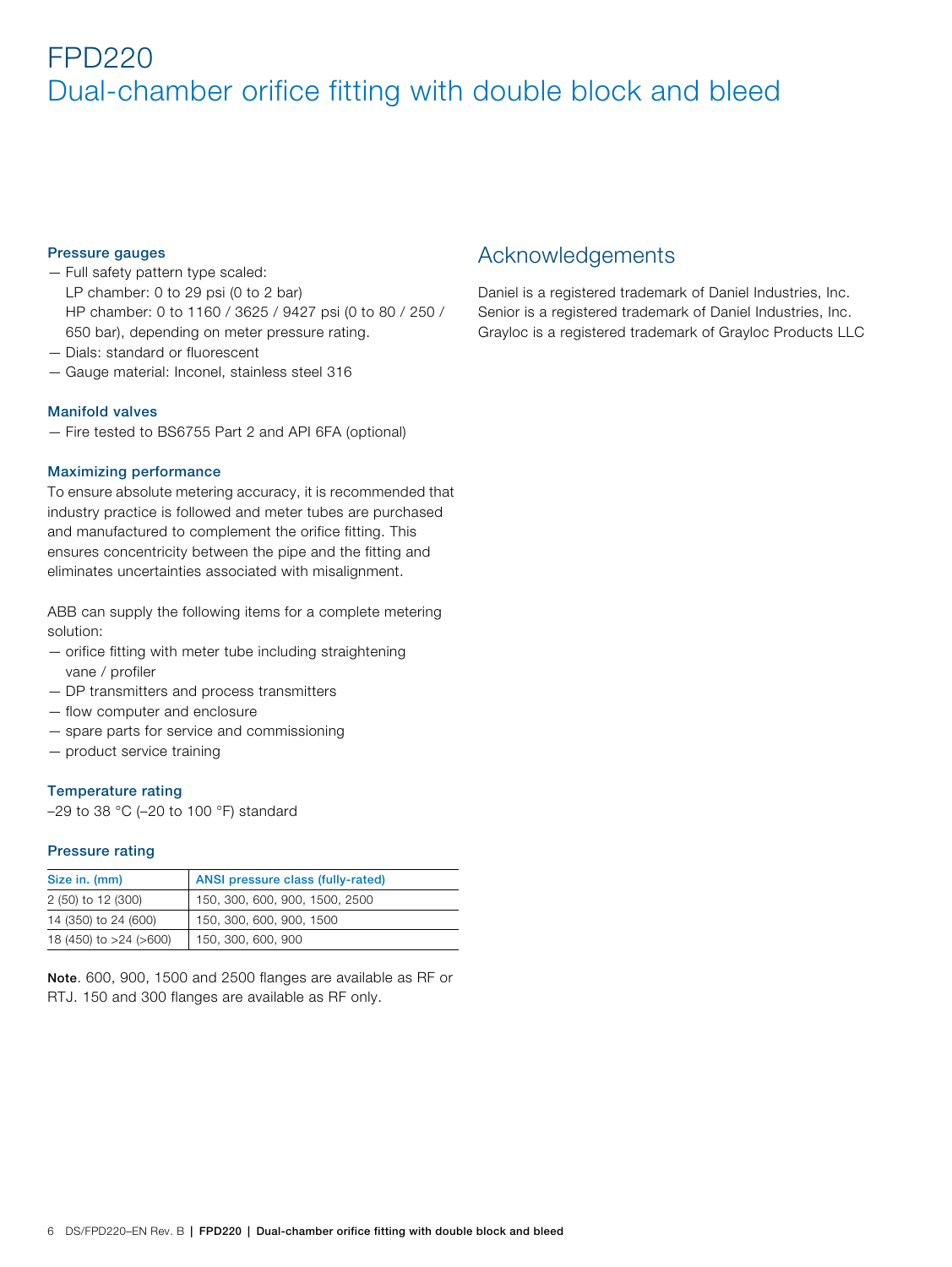# FPD220
## Dual-chamber orifice fitting with double block and bleed

### Pressure gauges

- Full safety pattern type scaled:
  LP chamber: 0 to 29 psi (0 to 2 bar)
  HP chamber: 0 to 1160 / 3625 / 9427 psi (0 to 80 / 250 / 650 bar), depending on meter pressure rating.
- Dials: standard or fluorescent
- Gauge material: Inconel, stainless steel 316

### Manifold valves

- Fire tested to BS6755 Part 2 and API 6FA (optional)

### Maximizing performance

To ensure absolute metering accuracy, it is recommended that industry practice is followed and meter tubes are purchased and manufactured to complement the orifice fitting. This ensures concentricity between the pipe and the fitting and eliminates uncertainties associated with misalignment.

ABB can supply the following items for a complete metering solution:

- orifice fitting with meter tube including straightening vane / profiler
- DP transmitters and process transmitters
- flow computer and enclosure
- spare parts for service and commissioning
- product service training

### Temperature rating

–29 to 38 °C (–20 to 100 °F) standard

### Pressure rating

| Size in. (mm) | ANSI pressure class (fully-rated) |
|---|---|
| 2 (50) to 12 (300) | 150, 300, 600, 900, 1500, 2500 |
| 14 (350) to 24 (600) | 150, 300, 600, 900, 1500 |
| 18 (450) to >24 (>600) | 150, 300, 600, 900 |

**Note**. 600, 900, 1500 and 2500 flanges are available as RF or RTJ. 150 and 300 flanges are available as RF only.

## Acknowledgements

Daniel is a registered trademark of Daniel Industries, Inc.
Senior is a registered trademark of Daniel Industries, Inc.
Grayloc is a registered trademark of Grayloc Products LLC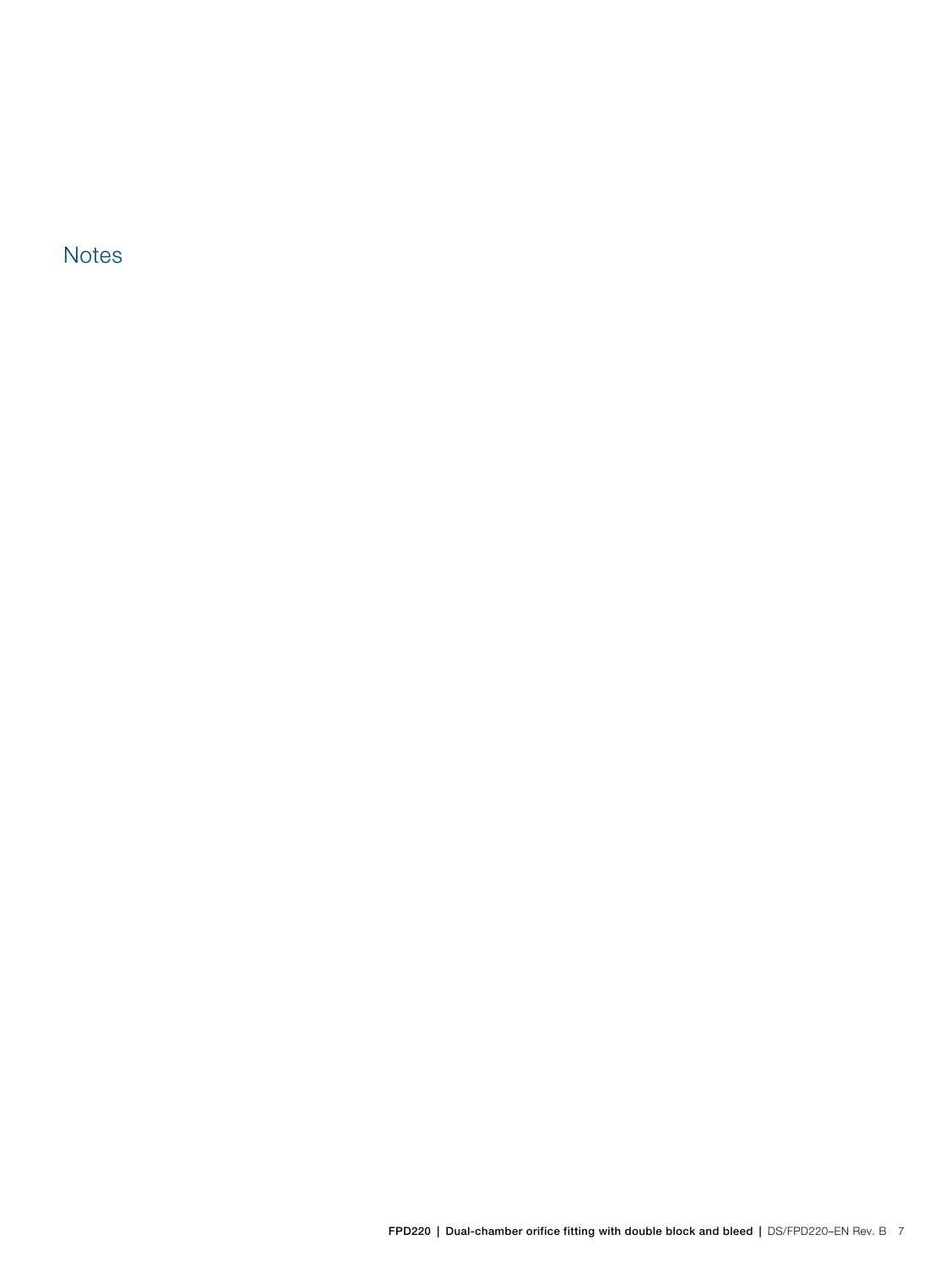## Notes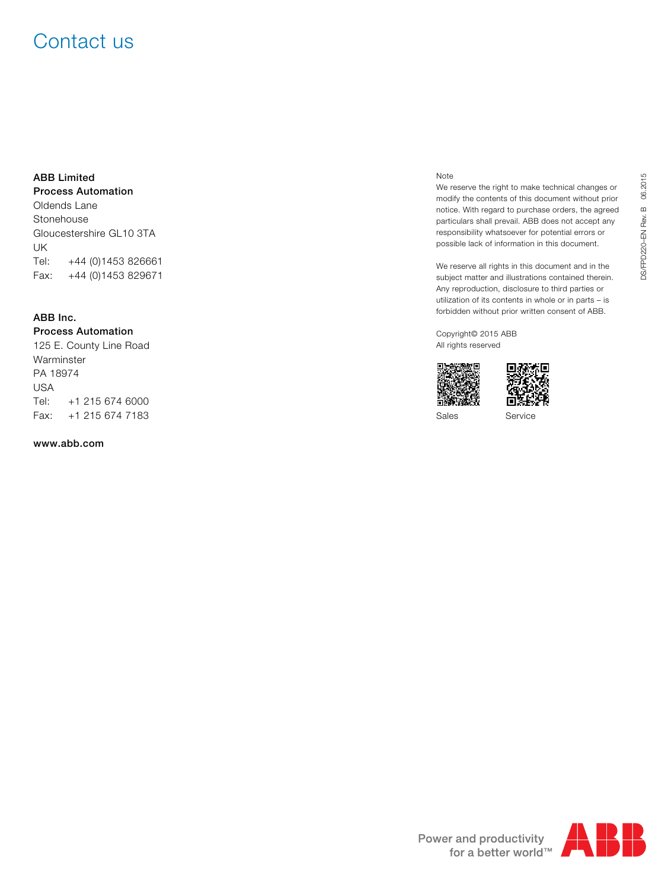# Contact us

**ABB Limited**
**Process Automation**
Oldends Lane
Stonehouse
Gloucestershire GL10 3TA
UK
Tel: +44 (0)1453 826661
Fax: +44 (0)1453 829671

**ABB Inc.**
**Process Automation**
125 E. County Line Road
Warminster
PA 18974
USA
Tel: +1 215 674 6000
Fax: +1 215 674 7183

**www.abb.com**

Note
We reserve the right to make technical changes or modify the contents of this document without prior notice. With regard to purchase orders, the agreed particulars shall prevail. ABB does not accept any responsibility whatsoever for potential errors or possible lack of information in this document.

We reserve all rights in this document and in the subject matter and illustrations contained therein. Any reproduction, disclosure to third parties or utilization of its contents in whole or in parts – is forbidden without prior written consent of ABB.

Copyright© 2015 ABB
All rights reserved

Sales

Service

DS/FPD220–EN Rev. B 06.2015

Power and productivity
for a better world™